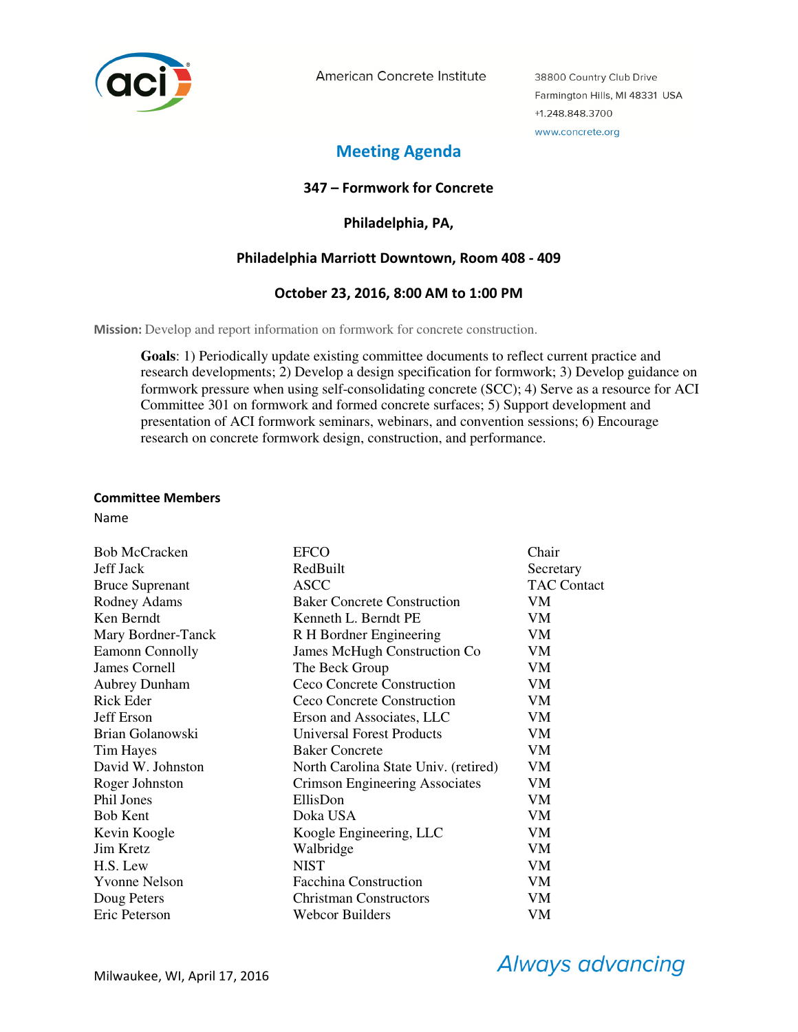American Concrete Institute

38800 Country Club Drive
Farmington Hills, MI 48331 USA
+1.248.848.3700
www.concrete.org

# Meeting Agenda

## 347 – Formwork for Concrete

### Philadelphia, PA,

### Philadelphia Marriott Downtown, Room 408 - 409

### October 23, 2016, 8:00 AM to 1:00 PM

**Mission:** Develop and report information on formwork for concrete construction.

**Goals**: 1) Periodically update existing committee documents to reflect current practice and research developments; 2) Develop a design specification for formwork; 3) Develop guidance on formwork pressure when using self-consolidating concrete (SCC); 4) Serve as a resource for ACI Committee 301 on formwork and formed concrete surfaces; 5) Support development and presentation of ACI formwork seminars, webinars, and convention sessions; 6) Encourage research on concrete formwork design, construction, and performance.

**Committee Members**

| Name | | |
|---|---|---|
| Bob McCracken | EFCO | Chair |
| Jeff Jack | RedBuilt | Secretary |
| Bruce Suprenant | ASCC | TAC Contact |
| Rodney Adams | Baker Concrete Construction | VM |
| Ken Berndt | Kenneth L. Berndt PE | VM |
| Mary Bordner-Tanck | R H Bordner Engineering | VM |
| Eamonn Connolly | James McHugh Construction Co | VM |
| James Cornell | The Beck Group | VM |
| Aubrey Dunham | Ceco Concrete Construction | VM |
| Rick Eder | Ceco Concrete Construction | VM |
| Jeff Erson | Erson and Associates, LLC | VM |
| Brian Golanowski | Universal Forest Products | VM |
| Tim Hayes | Baker Concrete | VM |
| David W. Johnston | North Carolina State Univ. (retired) | VM |
| Roger Johnston | Crimson Engineering Associates | VM |
| Phil Jones | EllisDon | VM |
| Bob Kent | Doka USA | VM |
| Kevin Koogle | Koogle Engineering, LLC | VM |
| Jim Kretz | Walbridge | VM |
| H.S. Lew | NIST | VM |
| Yvonne Nelson | Facchina Construction | VM |
| Doug Peters | Christman Constructors | VM |
| Eric Peterson | Webcor Builders | VM |

Milwaukee, WI, April 17, 2016

*Always advancing*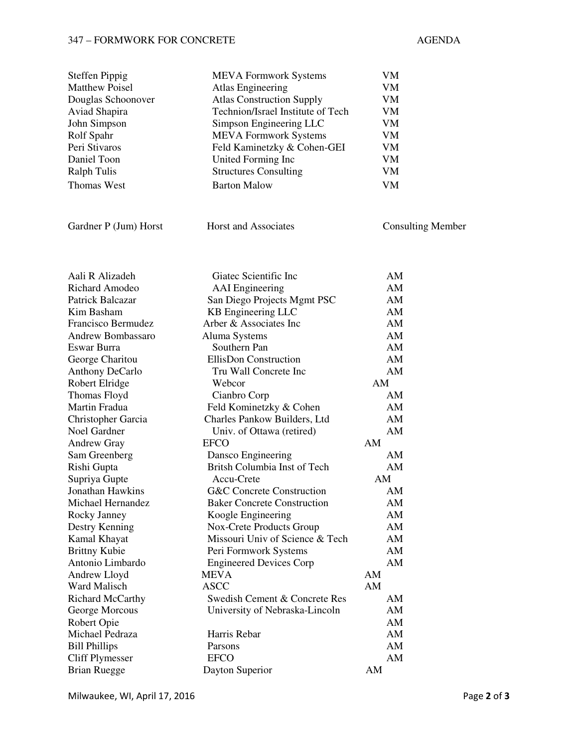| | | |
|---|---|---|
| Steffen Pippig | MEVA Formwork Systems | VM |
| Matthew Poisel | Atlas Engineering | VM |
| Douglas Schoonover | Atlas Construction Supply | VM |
| Aviad Shapira | Technion/Israel Institute of Tech | VM |
| John Simpson | Simpson Engineering LLC | VM |
| Rolf Spahr | MEVA Formwork Systems | VM |
| Peri Stivaros | Feld Kaminetzky & Cohen-GEI | VM |
| Daniel Toon | United Forming Inc | VM |
| Ralph Tulis | Structures Consulting | VM |
| Thomas West | Barton Malow | VM |

| | | |
|---|---|---|
| Gardner P (Jum) Horst | Horst and Associates | Consulting Member |

| | | |
|---|---|---|
| Aali R Alizadeh | Giatec Scientific Inc | AM |
| Richard Amodeo | AAI Engineering | AM |
| Patrick Balcazar | San Diego Projects Mgmt PSC | AM |
| Kim Basham | KB Engineering LLC | AM |
| Francisco Bermudez | Arber & Associates Inc | AM |
| Andrew Bombassaro | Aluma Systems | AM |
| Eswar Burra | Southern Pan | AM |
| George Charitou | EllisDon Construction | AM |
| Anthony DeCarlo | Tru Wall Concrete Inc | AM |
| Robert Elridge | Webcor | AM |
| Thomas Floyd | Cianbro Corp | AM |
| Martin Fradua | Feld Kominetzky & Cohen | AM |
| Christopher Garcia | Charles Pankow Builders, Ltd | AM |
| Noel Gardner | Univ. of Ottawa (retired) | AM |
| Andrew Gray | EFCO | AM |
| Sam Greenberg | Dansco Engineering | AM |
| Rishi Gupta | Britsh Columbia Inst of Tech | AM |
| Supriya Gupte | Accu-Crete | AM |
| Jonathan Hawkins | G&C Concrete Construction | AM |
| Michael Hernandez | Baker Concrete Construction | AM |
| Rocky Janney | Koogle Engineering | AM |
| Destry Kenning | Nox-Crete Products Group | AM |
| Kamal Khayat | Missouri Univ of Science & Tech | AM |
| Brittny Kubie | Peri Formwork Systems | AM |
| Antonio Limbardo | Engineered Devices Corp | AM |
| Andrew Lloyd | MEVA | AM |
| Ward Malisch | ASCC | AM |
| Richard McCarthy | Swedish Cement & Concrete Res | AM |
| George Morcous | University of Nebraska-Lincoln | AM |
| Robert Opie | | AM |
| Michael Pedraza | Harris Rebar | AM |
| Bill Phillips | Parsons | AM |
| Cliff Plymesser | EFCO | AM |
| Brian Ruegge | Dayton Superior | AM |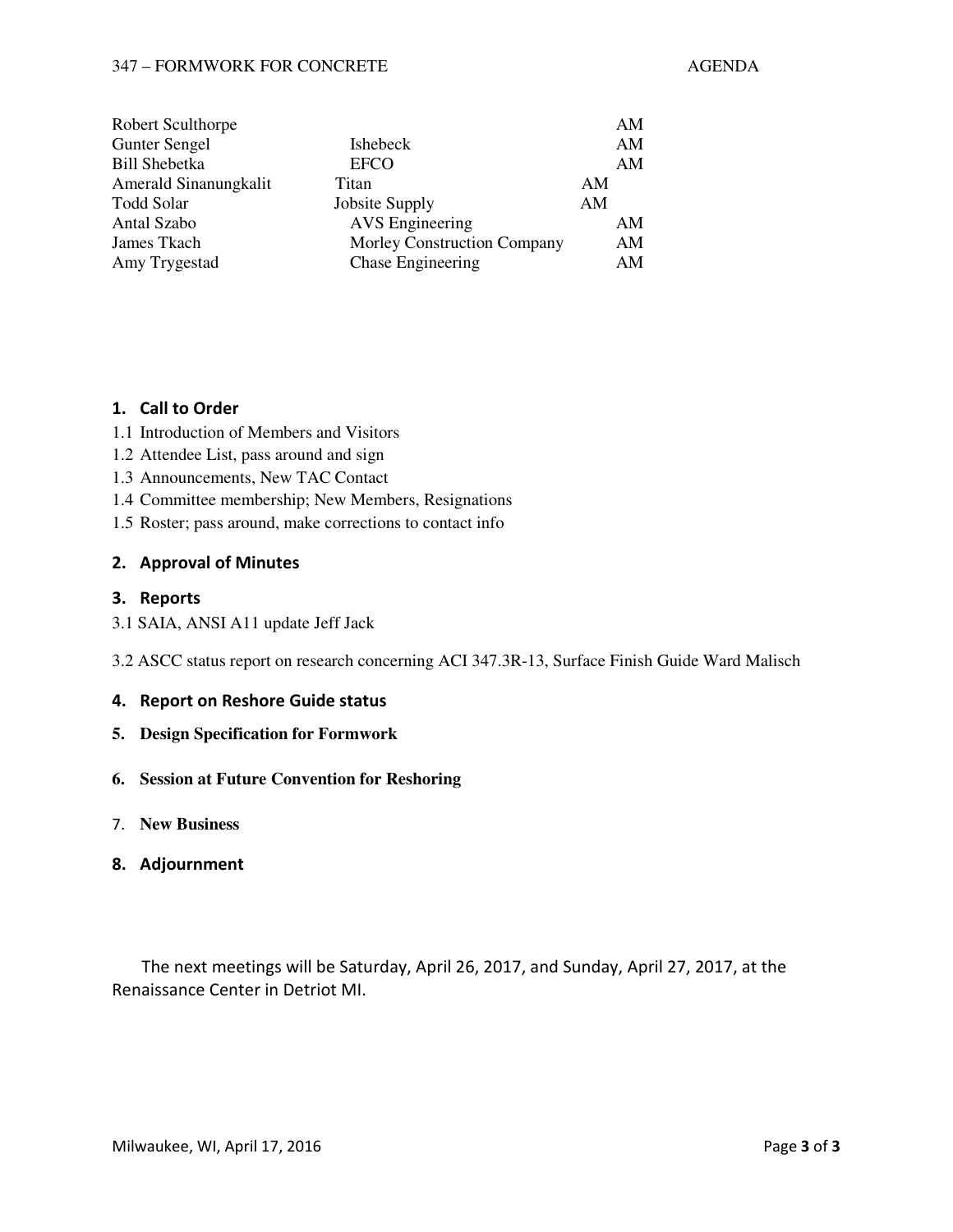| | | |
|---|---|---|
| Robert Sculthorpe | | AM |
| Gunter Sengel | Ishebeck | AM |
| Bill Shebetka | EFCO | AM |
| Amerald Sinanungkalit | Titan | AM |
| Todd Solar | Jobsite Supply | AM |
| Antal Szabo | AVS Engineering | AM |
| James Tkach | Morley Construction Company | AM |
| Amy Trygestad | Chase Engineering | AM |

## 1. Call to Order

1.1 Introduction of Members and Visitors

1.2 Attendee List, pass around and sign

1.3 Announcements, New TAC Contact

1.4 Committee membership; New Members, Resignations

1.5 Roster; pass around, make corrections to contact info

## 2. Approval of Minutes

## 3. Reports

3.1 SAIA, ANSI A11 update Jeff Jack

3.2 ASCC status report on research concerning ACI 347.3R-13, Surface Finish Guide Ward Malisch

## 4. Report on Reshore Guide status

## 5. Design Specification for Formwork

## 6. Session at Future Convention for Reshoring

## 7. New Business

## 8. Adjournment

The next meetings will be Saturday, April 26, 2017, and Sunday, April 27, 2017, at the Renaissance Center in Detriot MI.